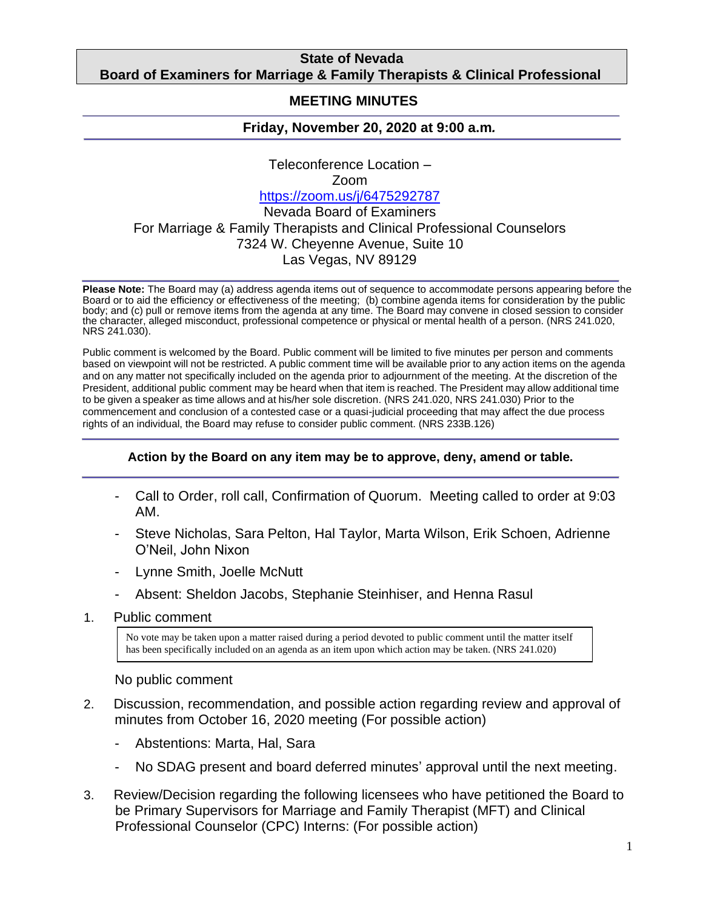**State of Nevada**
**Board of Examiners for Marriage & Family Therapists & Clinical Professional**

# MEETING MINUTES

## Friday, November 20, 2020 at 9:00 a.m.

Teleconference Location –
Zoom
https://zoom.us/j/6475292787
Nevada Board of Examiners
For Marriage & Family Therapists and Clinical Professional Counselors
7324 W. Cheyenne Avenue, Suite 10
Las Vegas, NV 89129

**Please Note:** The Board may (a) address agenda items out of sequence to accommodate persons appearing before the Board or to aid the efficiency or effectiveness of the meeting; (b) combine agenda items for consideration by the public body; and (c) pull or remove items from the agenda at any time. The Board may convene in closed session to consider the character, alleged misconduct, professional competence or physical or mental health of a person. (NRS 241.020, NRS 241.030).

Public comment is welcomed by the Board. Public comment will be limited to five minutes per person and comments based on viewpoint will not be restricted. A public comment time will be available prior to any action items on the agenda and on any matter not specifically included on the agenda prior to adjournment of the meeting. At the discretion of the President, additional public comment may be heard when that item is reached. The President may allow additional time to be given a speaker as time allows and at his/her sole discretion. (NRS 241.020, NRS 241.030) Prior to the commencement and conclusion of a contested case or a quasi-judicial proceeding that may affect the due process rights of an individual, the Board may refuse to consider public comment. (NRS 233B.126)

**Action by the Board on any item may be to approve, deny, amend or table.**

- Call to Order, roll call, Confirmation of Quorum. Meeting called to order at 9:03 AM.
- Steve Nicholas, Sara Pelton, Hal Taylor, Marta Wilson, Erik Schoen, Adrienne O'Neil, John Nixon
- Lynne Smith, Joelle McNutt
- Absent: Sheldon Jacobs, Stephanie Steinhiser, and Henna Rasul

1. Public comment

   > No vote may be taken upon a matter raised during a period devoted to public comment until the matter itself has been specifically included on an agenda as an item upon which action may be taken. (NRS 241.020)

   No public comment

2. Discussion, recommendation, and possible action regarding review and approval of minutes from October 16, 2020 meeting (For possible action)
   - Abstentions: Marta, Hal, Sara
   - No SDAG present and board deferred minutes' approval until the next meeting.

3. Review/Decision regarding the following licensees who have petitioned the Board to be Primary Supervisors for Marriage and Family Therapist (MFT) and Clinical Professional Counselor (CPC) Interns: (For possible action)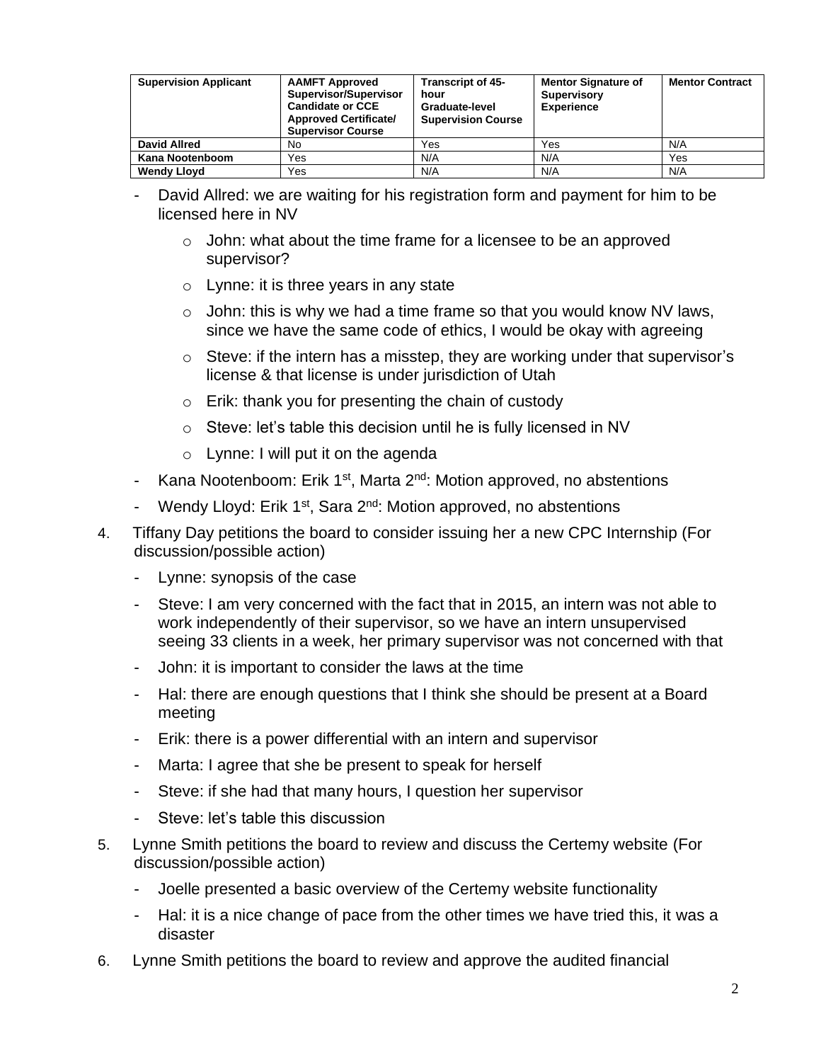| Supervision Applicant | AAMFT Approved Supervisor/Supervisor Candidate or CCE Approved Certificate/ Supervisor Course | Transcript of 45-hour Graduate-level Supervision Course | Mentor Signature of Supervisory Experience | Mentor Contract |
|---|---|---|---|---|
| **David Allred** | No | Yes | Yes | N/A |
| **Kana Nootenboom** | Yes | N/A | N/A | Yes |
| **Wendy Lloyd** | Yes | N/A | N/A | N/A |

- David Allred: we are waiting for his registration form and payment for him to be licensed here in NV
  - John: what about the time frame for a licensee to be an approved supervisor?
  - Lynne: it is three years in any state
  - John: this is why we had a time frame so that you would know NV laws, since we have the same code of ethics, I would be okay with agreeing
  - Steve: if the intern has a misstep, they are working under that supervisor's license & that license is under jurisdiction of Utah
  - Erik: thank you for presenting the chain of custody
  - Steve: let's table this decision until he is fully licensed in NV
  - Lynne: I will put it on the agenda
- Kana Nootenboom: Erik 1st, Marta 2nd: Motion approved, no abstentions
- Wendy Lloyd: Erik 1st, Sara 2nd: Motion approved, no abstentions

4. Tiffany Day petitions the board to consider issuing her a new CPC Internship (For discussion/possible action)
   - Lynne: synopsis of the case
   - Steve: I am very concerned with the fact that in 2015, an intern was not able to work independently of their supervisor, so we have an intern unsupervised seeing 33 clients in a week, her primary supervisor was not concerned with that
   - John: it is important to consider the laws at the time
   - Hal: there are enough questions that I think she should be present at a Board meeting
   - Erik: there is a power differential with an intern and supervisor
   - Marta: I agree that she be present to speak for herself
   - Steve: if she had that many hours, I question her supervisor
   - Steve: let's table this discussion
5. Lynne Smith petitions the board to review and discuss the Certemy website (For discussion/possible action)
   - Joelle presented a basic overview of the Certemy website functionality
   - Hal: it is a nice change of pace from the other times we have tried this, it was a disaster
6. Lynne Smith petitions the board to review and approve the audited financial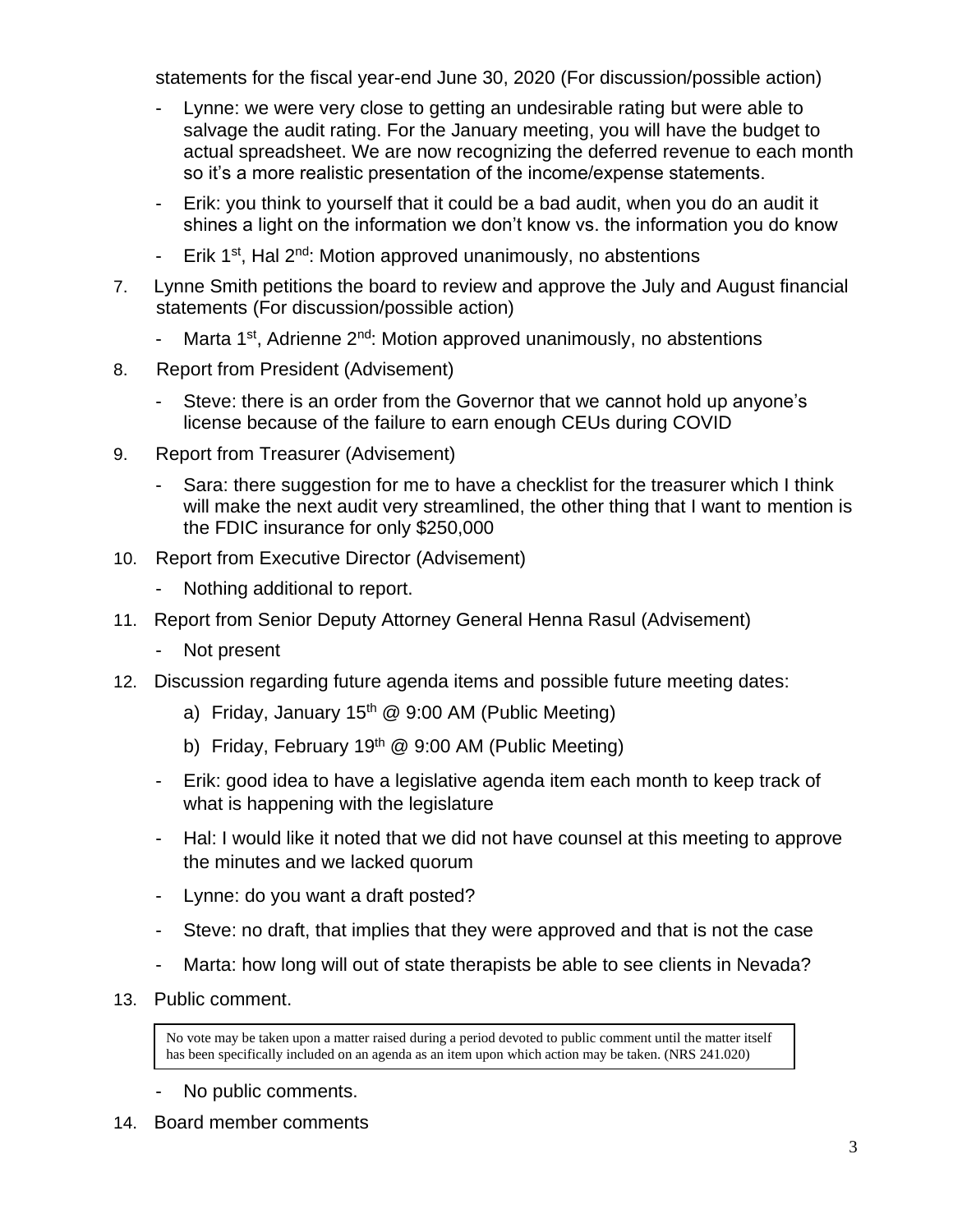statements for the fiscal year-end June 30, 2020 (For discussion/possible action)

- Lynne: we were very close to getting an undesirable rating but were able to salvage the audit rating. For the January meeting, you will have the budget to actual spreadsheet. We are now recognizing the deferred revenue to each month so it's a more realistic presentation of the income/expense statements.
- Erik: you think to yourself that it could be a bad audit, when you do an audit it shines a light on the information we don't know vs. the information you do know
- Erik 1st, Hal 2nd: Motion approved unanimously, no abstentions

7. Lynne Smith petitions the board to review and approve the July and August financial statements (For discussion/possible action)
   - Marta 1st, Adrienne 2nd: Motion approved unanimously, no abstentions
8. Report from President (Advisement)
   - Steve: there is an order from the Governor that we cannot hold up anyone's license because of the failure to earn enough CEUs during COVID
9. Report from Treasurer (Advisement)
   - Sara: there suggestion for me to have a checklist for the treasurer which I think will make the next audit very streamlined, the other thing that I want to mention is the FDIC insurance for only $250,000
10. Report from Executive Director (Advisement)
    - Nothing additional to report.
11. Report from Senior Deputy Attorney General Henna Rasul (Advisement)
    - Not present
12. Discussion regarding future agenda items and possible future meeting dates:
    a) Friday, January 15th @ 9:00 AM (Public Meeting)
    b) Friday, February 19th @ 9:00 AM (Public Meeting)
    - Erik: good idea to have a legislative agenda item each month to keep track of what is happening with the legislature
    - Hal: I would like it noted that we did not have counsel at this meeting to approve the minutes and we lacked quorum
    - Lynne: do you want a draft posted?
    - Steve: no draft, that implies that they were approved and that is not the case
    - Marta: how long will out of state therapists be able to see clients in Nevada?
13. Public comment.

    No vote may be taken upon a matter raised during a period devoted to public comment until the matter itself has been specifically included on an agenda as an item upon which action may be taken. (NRS 241.020)

    - No public comments.
14. Board member comments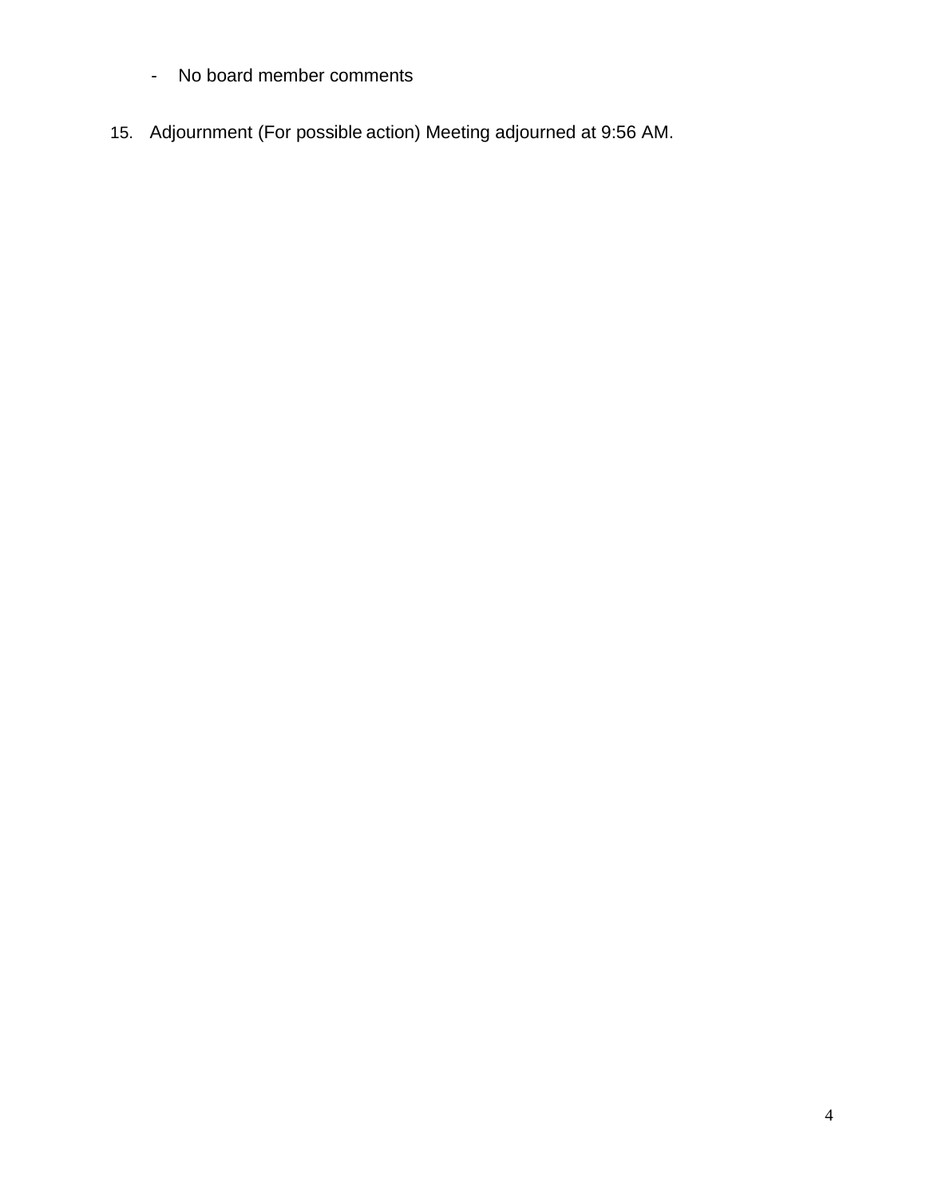- No board member comments

15. Adjournment (For possible action) Meeting adjourned at 9:56 AM.